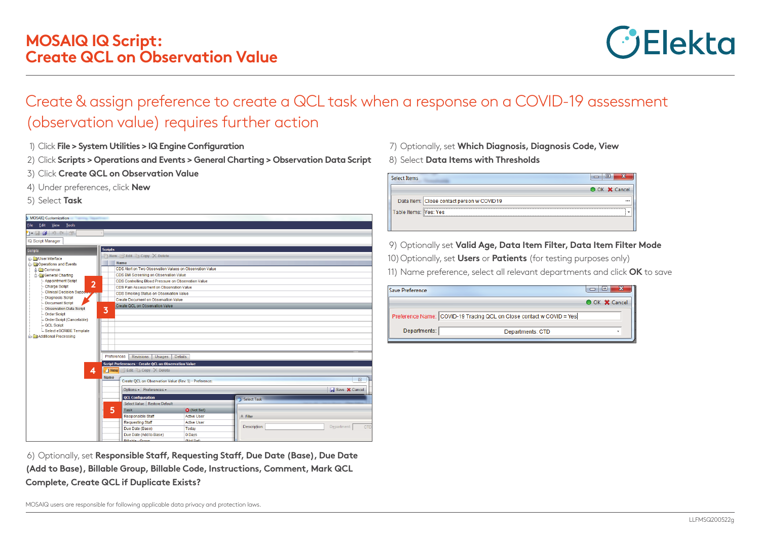# MOSAIQ IQ Script: Create QCL on Observation Value

## Create & assign preference to create a QCL task when a response on a COVID-19 assessment (observation value) requires further action

1) Click **File > System Utilities > IQ Engine Configuration**
2) Click **Scripts > Operations and Events > General Charting > Observation Data Script**
3) Click **Create QCL on Observation Value**
4) Under preferences, click **New**
5) Select **Task**

6) Optionally, set **Responsible Staff, Requesting Staff, Due Date (Base), Due Date (Add to Base), Billable Group, Billable Code, Instructions, Comment, Mark QCL Complete, Create QCL if Duplicate Exists?**

7) Optionally, set **Which Diagnosis, Diagnosis Code, View**
8) Select **Data Items with Thresholds**

9) Optionally set **Valid Age, Data Item Filter, Data Item Filter Mode**
10) Optionally, set **Users** or **Patients** (for testing purposes only)
11) Name preference, select all relevant departments and click **OK** to save

MOSAIQ users are responsible for following applicable data privacy and protection laws.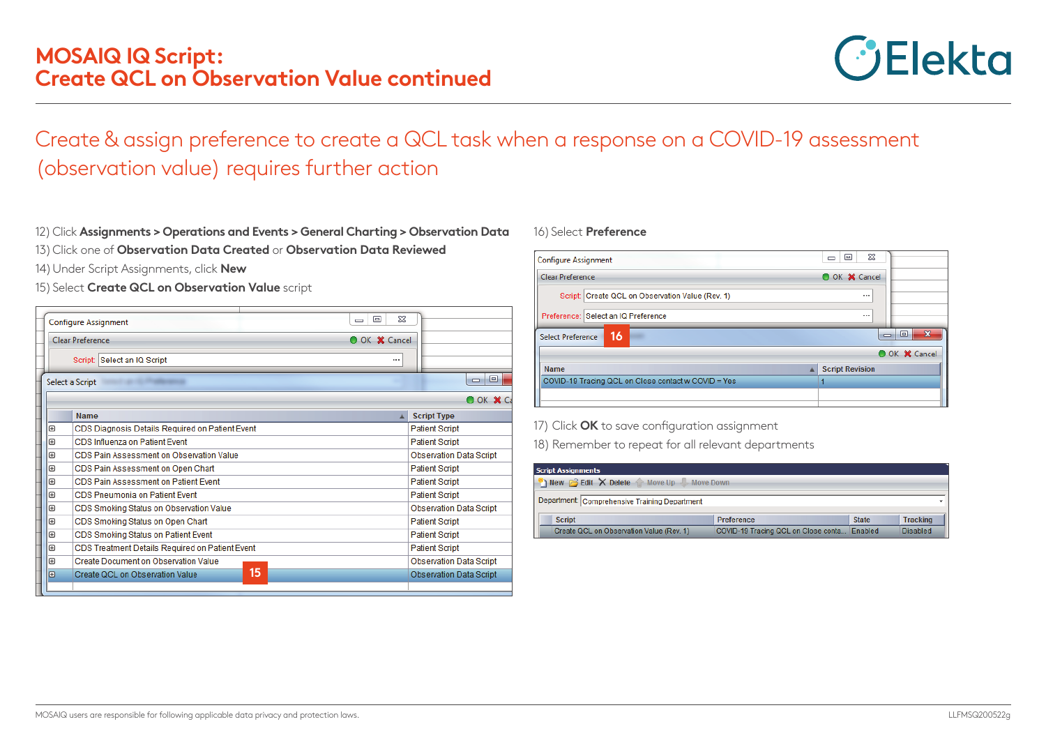# MOSAIQ IQ Script:
# Create QCL on Observation Value continued

## Create & assign preference to create a QCL task when a response on a COVID-19 assessment (observation value) requires further action

12) Click **Assignments > Operations and Events > General Charting > Observation Data**

13) Click one of **Observation Data Created** or **Observation Data Reviewed**

14) Under Script Assignments, click **New**

15) Select **Create QCL on Observation Value** script

Configure Assignment

Clear Preference — OK — Cancel

Script: Select an IQ Script

Select a Script

| Name | Script Type |
|---|---|
| CDS Diagnosis Details Required on Patient Event | Patient Script |
| CDS Influenza on Patient Event | Patient Script |
| CDS Pain Assessment on Observation Value | Observation Data Script |
| CDS Pain Assessment on Open Chart | Patient Script |
| CDS Pain Assessment on Patient Event | Patient Script |
| CDS Pneumonia on Patient Event | Patient Script |
| CDS Smoking Status on Observation Value | Observation Data Script |
| CDS Smoking Status on Open Chart | Patient Script |
| CDS Smoking Status on Patient Event | Patient Script |
| CDS Treatment Details Required on Patient Event | Patient Script |
| Create Document on Observation Value | Observation Data Script |
| Create QCL on Observation Value (15) | Observation Data Script |

16) Select **Preference**

Configure Assignment

Clear Preference — OK — Cancel

Script: Create QCL on Observation Value (Rev. 1)

Preference: Select an IQ Preference

Select Preference (16)

| Name | Script Revision |
|---|---|
| COVID-19 Tracing QCL on Close contact w COVID = Yes | 1 |

17) Click **OK** to save configuration assignment

18) Remember to repeat for all relevant departments

Script Assignments

New — Edit — Delete — Move Up — Move Down

Department: Comprehensive Training Department

| Script | Preference | State | Tracking |
|---|---|---|---|
| Create QCL on Observation Value (Rev. 1) | COVID-19 Tracing QCL on Close conta... | Enabled | Disabled |

MOSAIQ users are responsible for following applicable data privacy and protection laws.

LLFMSQ200522g